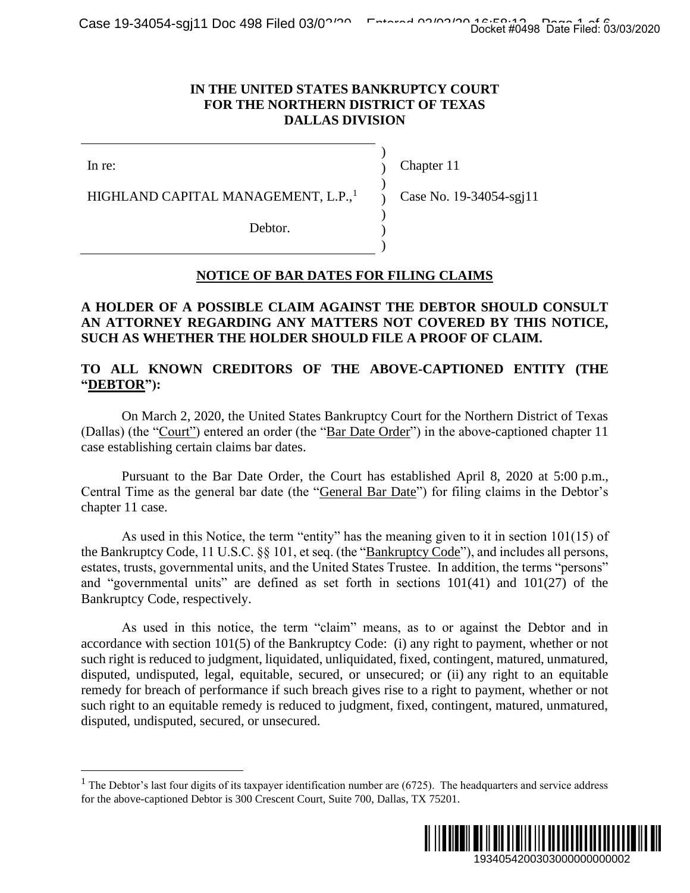**IN THE UNITED STATES BANKRUPTCY COURT**
**FOR THE NORTHERN DISTRICT OF TEXAS**
**DALLAS DIVISION**

| | |
|---|---|
| In re: | Chapter 11 |
| HIGHLAND CAPITAL MANAGEMENT, L.P.,[1] | Case No. 19-34054-sgj11 |
| Debtor. | |

**NOTICE OF BAR DATES FOR FILING CLAIMS**

**A HOLDER OF A POSSIBLE CLAIM AGAINST THE DEBTOR SHOULD CONSULT AN ATTORNEY REGARDING ANY MATTERS NOT COVERED BY THIS NOTICE, SUCH AS WHETHER THE HOLDER SHOULD FILE A PROOF OF CLAIM.**

**TO ALL KNOWN CREDITORS OF THE ABOVE-CAPTIONED ENTITY (THE "DEBTOR"):**

On March 2, 2020, the United States Bankruptcy Court for the Northern District of Texas (Dallas) (the "Court") entered an order (the "Bar Date Order") in the above-captioned chapter 11 case establishing certain claims bar dates.

Pursuant to the Bar Date Order, the Court has established April 8, 2020 at 5:00 p.m., Central Time as the general bar date (the "General Bar Date") for filing claims in the Debtor's chapter 11 case.

As used in this Notice, the term "entity" has the meaning given to it in section 101(15) of the Bankruptcy Code, 11 U.S.C. §§ 101, et seq. (the "Bankruptcy Code"), and includes all persons, estates, trusts, governmental units, and the United States Trustee. In addition, the terms "persons" and "governmental units" are defined as set forth in sections 101(41) and 101(27) of the Bankruptcy Code, respectively.

As used in this notice, the term "claim" means, as to or against the Debtor and in accordance with section 101(5) of the Bankruptcy Code: (i) any right to payment, whether or not such right is reduced to judgment, liquidated, unliquidated, fixed, contingent, matured, unmatured, disputed, undisputed, legal, equitable, secured, or unsecured; or (ii) any right to an equitable remedy for breach of performance if such breach gives rise to a right to payment, whether or not such right to an equitable remedy is reduced to judgment, fixed, contingent, matured, unmatured, disputed, undisputed, secured, or unsecured.

[1] The Debtor's last four digits of its taxpayer identification number are (6725). The headquarters and service address for the above-captioned Debtor is 300 Crescent Court, Suite 700, Dallas, TX 75201.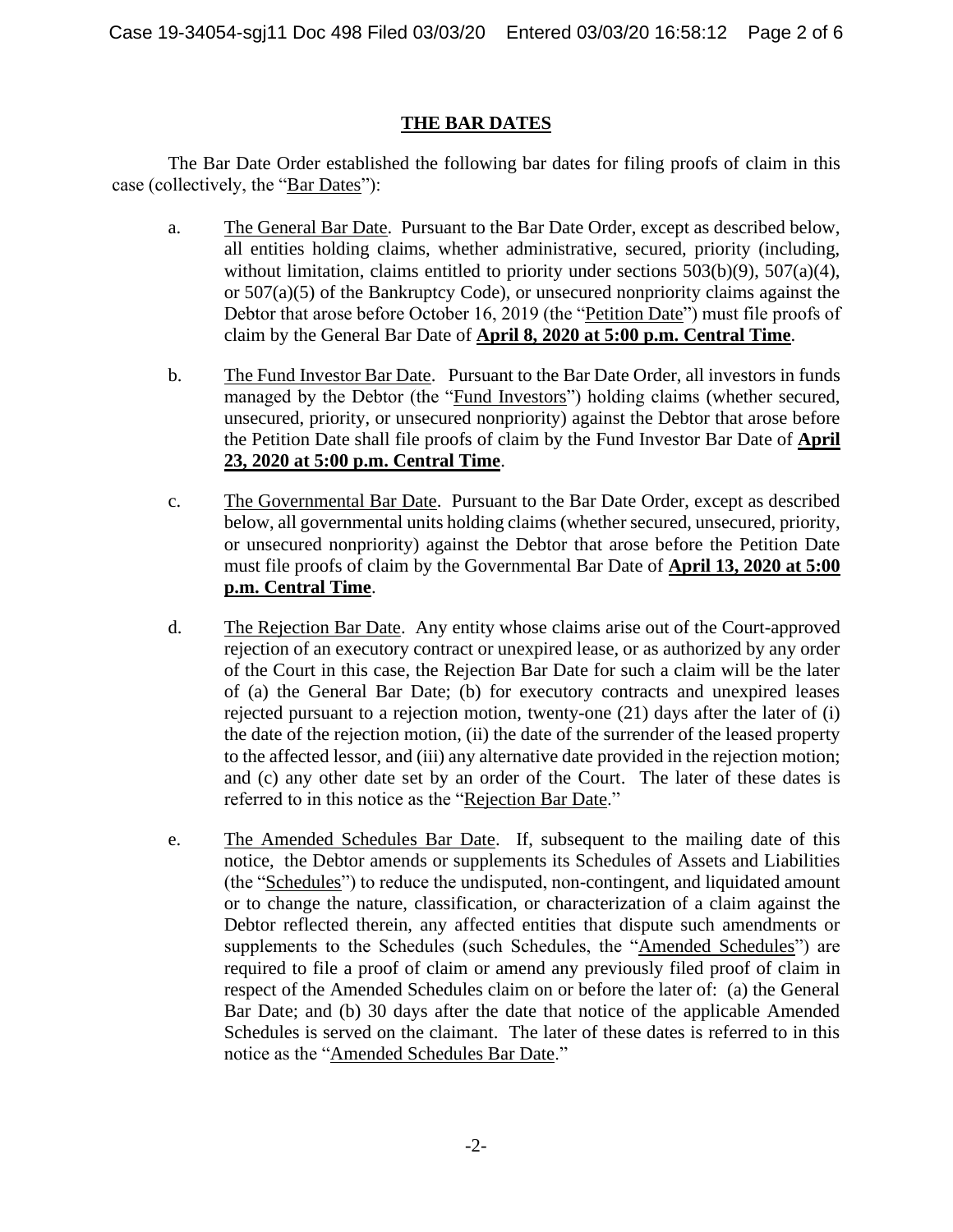## THE BAR DATES

The Bar Date Order established the following bar dates for filing proofs of claim in this case (collectively, the "Bar Dates"):

a. The General Bar Date. Pursuant to the Bar Date Order, except as described below, all entities holding claims, whether administrative, secured, priority (including, without limitation, claims entitled to priority under sections 503(b)(9), 507(a)(4), or 507(a)(5) of the Bankruptcy Code), or unsecured nonpriority claims against the Debtor that arose before October 16, 2019 (the "Petition Date") must file proofs of claim by the General Bar Date of **April 8, 2020 at 5:00 p.m. Central Time**.

b. The Fund Investor Bar Date. Pursuant to the Bar Date Order, all investors in funds managed by the Debtor (the "Fund Investors") holding claims (whether secured, unsecured, priority, or unsecured nonpriority) against the Debtor that arose before the Petition Date shall file proofs of claim by the Fund Investor Bar Date of **April 23, 2020 at 5:00 p.m. Central Time**.

c. The Governmental Bar Date. Pursuant to the Bar Date Order, except as described below, all governmental units holding claims (whether secured, unsecured, priority, or unsecured nonpriority) against the Debtor that arose before the Petition Date must file proofs of claim by the Governmental Bar Date of **April 13, 2020 at 5:00 p.m. Central Time**.

d. The Rejection Bar Date. Any entity whose claims arise out of the Court-approved rejection of an executory contract or unexpired lease, or as authorized by any order of the Court in this case, the Rejection Bar Date for such a claim will be the later of (a) the General Bar Date; (b) for executory contracts and unexpired leases rejected pursuant to a rejection motion, twenty-one (21) days after the later of (i) the date of the rejection motion, (ii) the date of the surrender of the leased property to the affected lessor, and (iii) any alternative date provided in the rejection motion; and (c) any other date set by an order of the Court. The later of these dates is referred to in this notice as the "Rejection Bar Date."

e. The Amended Schedules Bar Date. If, subsequent to the mailing date of this notice, the Debtor amends or supplements its Schedules of Assets and Liabilities (the "Schedules") to reduce the undisputed, non-contingent, and liquidated amount or to change the nature, classification, or characterization of a claim against the Debtor reflected therein, any affected entities that dispute such amendments or supplements to the Schedules (such Schedules, the "Amended Schedules") are required to file a proof of claim or amend any previously filed proof of claim in respect of the Amended Schedules claim on or before the later of: (a) the General Bar Date; and (b) 30 days after the date that notice of the applicable Amended Schedules is served on the claimant. The later of these dates is referred to in this notice as the "Amended Schedules Bar Date."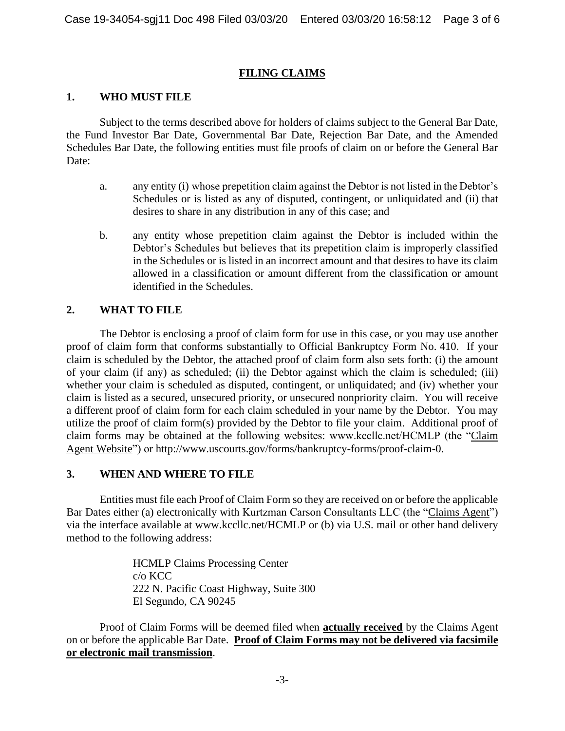## FILING CLAIMS

### 1. WHO MUST FILE

Subject to the terms described above for holders of claims subject to the General Bar Date, the Fund Investor Bar Date, Governmental Bar Date, Rejection Bar Date, and the Amended Schedules Bar Date, the following entities must file proofs of claim on or before the General Bar Date:

a. any entity (i) whose prepetition claim against the Debtor is not listed in the Debtor's Schedules or is listed as any of disputed, contingent, or unliquidated and (ii) that desires to share in any distribution in any of this case; and

b. any entity whose prepetition claim against the Debtor is included within the Debtor's Schedules but believes that its prepetition claim is improperly classified in the Schedules or is listed in an incorrect amount and that desires to have its claim allowed in a classification or amount different from the classification or amount identified in the Schedules.

### 2. WHAT TO FILE

The Debtor is enclosing a proof of claim form for use in this case, or you may use another proof of claim form that conforms substantially to Official Bankruptcy Form No. 410. If your claim is scheduled by the Debtor, the attached proof of claim form also sets forth: (i) the amount of your claim (if any) as scheduled; (ii) the Debtor against which the claim is scheduled; (iii) whether your claim is scheduled as disputed, contingent, or unliquidated; and (iv) whether your claim is listed as a secured, unsecured priority, or unsecured nonpriority claim. You will receive a different proof of claim form for each claim scheduled in your name by the Debtor. You may utilize the proof of claim form(s) provided by the Debtor to file your claim. Additional proof of claim forms may be obtained at the following websites: www.kccllc.net/HCMLP (the "Claim Agent Website") or http://www.uscourts.gov/forms/bankruptcy-forms/proof-claim-0.

### 3. WHEN AND WHERE TO FILE

Entities must file each Proof of Claim Form so they are received on or before the applicable Bar Dates either (a) electronically with Kurtzman Carson Consultants LLC (the "Claims Agent") via the interface available at www.kccllc.net/HCMLP or (b) via U.S. mail or other hand delivery method to the following address:

HCMLP Claims Processing Center
c/o KCC
222 N. Pacific Coast Highway, Suite 300
El Segundo, CA 90245

Proof of Claim Forms will be deemed filed when **actually received** by the Claims Agent on or before the applicable Bar Date. **Proof of Claim Forms may not be delivered via facsimile or electronic mail transmission**.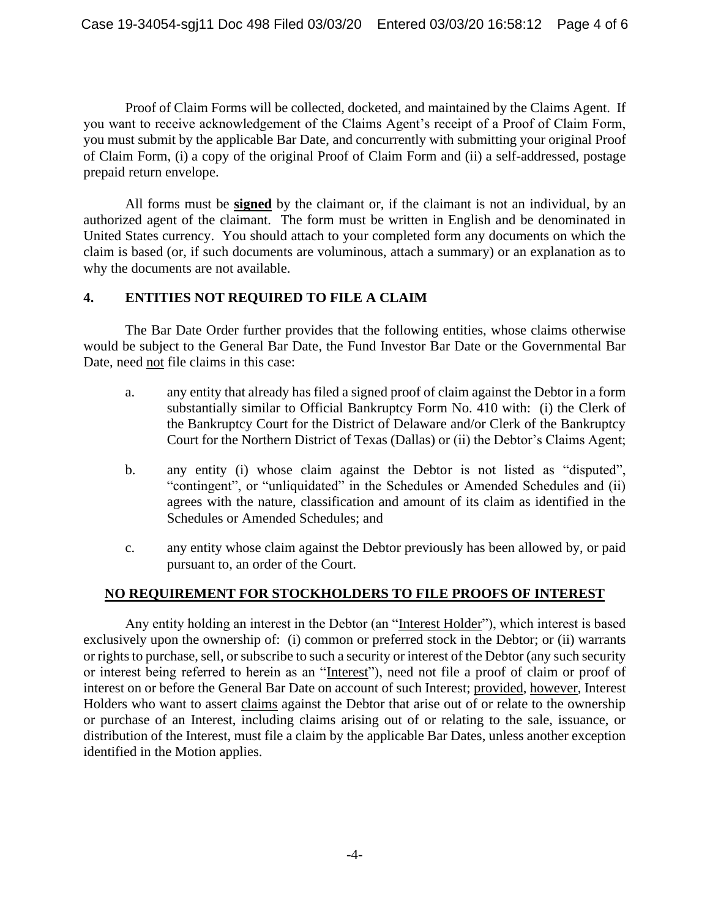Proof of Claim Forms will be collected, docketed, and maintained by the Claims Agent. If you want to receive acknowledgement of the Claims Agent's receipt of a Proof of Claim Form, you must submit by the applicable Bar Date, and concurrently with submitting your original Proof of Claim Form, (i) a copy of the original Proof of Claim Form and (ii) a self-addressed, postage prepaid return envelope.

All forms must be **signed** by the claimant or, if the claimant is not an individual, by an authorized agent of the claimant. The form must be written in English and be denominated in United States currency. You should attach to your completed form any documents on which the claim is based (or, if such documents are voluminous, attach a summary) or an explanation as to why the documents are not available.

## 4. ENTITIES NOT REQUIRED TO FILE A CLAIM

The Bar Date Order further provides that the following entities, whose claims otherwise would be subject to the General Bar Date, the Fund Investor Bar Date or the Governmental Bar Date, need not file claims in this case:

a. any entity that already has filed a signed proof of claim against the Debtor in a form substantially similar to Official Bankruptcy Form No. 410 with: (i) the Clerk of the Bankruptcy Court for the District of Delaware and/or Clerk of the Bankruptcy Court for the Northern District of Texas (Dallas) or (ii) the Debtor's Claims Agent;

b. any entity (i) whose claim against the Debtor is not listed as "disputed", "contingent", or "unliquidated" in the Schedules or Amended Schedules and (ii) agrees with the nature, classification and amount of its claim as identified in the Schedules or Amended Schedules; and

c. any entity whose claim against the Debtor previously has been allowed by, or paid pursuant to, an order of the Court.

## NO REQUIREMENT FOR STOCKHOLDERS TO FILE PROOFS OF INTEREST

Any entity holding an interest in the Debtor (an "Interest Holder"), which interest is based exclusively upon the ownership of: (i) common or preferred stock in the Debtor; or (ii) warrants or rights to purchase, sell, or subscribe to such a security or interest of the Debtor (any such security or interest being referred to herein as an "Interest"), need not file a proof of claim or proof of interest on or before the General Bar Date on account of such Interest; provided, however, Interest Holders who want to assert claims against the Debtor that arise out of or relate to the ownership or purchase of an Interest, including claims arising out of or relating to the sale, issuance, or distribution of the Interest, must file a claim by the applicable Bar Dates, unless another exception identified in the Motion applies.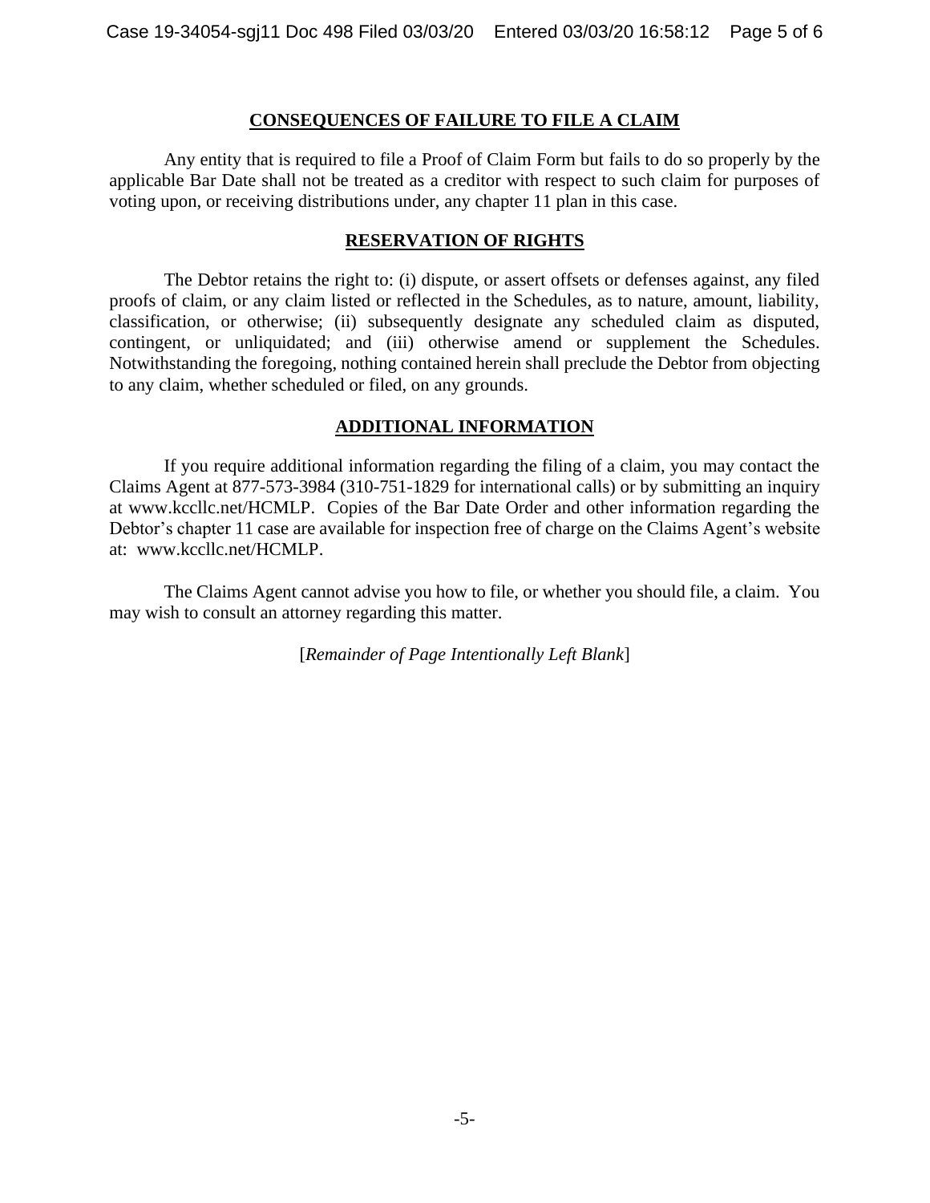## CONSEQUENCES OF FAILURE TO FILE A CLAIM

Any entity that is required to file a Proof of Claim Form but fails to do so properly by the applicable Bar Date shall not be treated as a creditor with respect to such claim for purposes of voting upon, or receiving distributions under, any chapter 11 plan in this case.

## RESERVATION OF RIGHTS

The Debtor retains the right to: (i) dispute, or assert offsets or defenses against, any filed proofs of claim, or any claim listed or reflected in the Schedules, as to nature, amount, liability, classification, or otherwise; (ii) subsequently designate any scheduled claim as disputed, contingent, or unliquidated; and (iii) otherwise amend or supplement the Schedules. Notwithstanding the foregoing, nothing contained herein shall preclude the Debtor from objecting to any claim, whether scheduled or filed, on any grounds.

## ADDITIONAL INFORMATION

If you require additional information regarding the filing of a claim, you may contact the Claims Agent at 877-573-3984 (310-751-1829 for international calls) or by submitting an inquiry at www.kccllc.net/HCMLP. Copies of the Bar Date Order and other information regarding the Debtor's chapter 11 case are available for inspection free of charge on the Claims Agent's website at: www.kccllc.net/HCMLP.

The Claims Agent cannot advise you how to file, or whether you should file, a claim. You may wish to consult an attorney regarding this matter.

[*Remainder of Page Intentionally Left Blank*]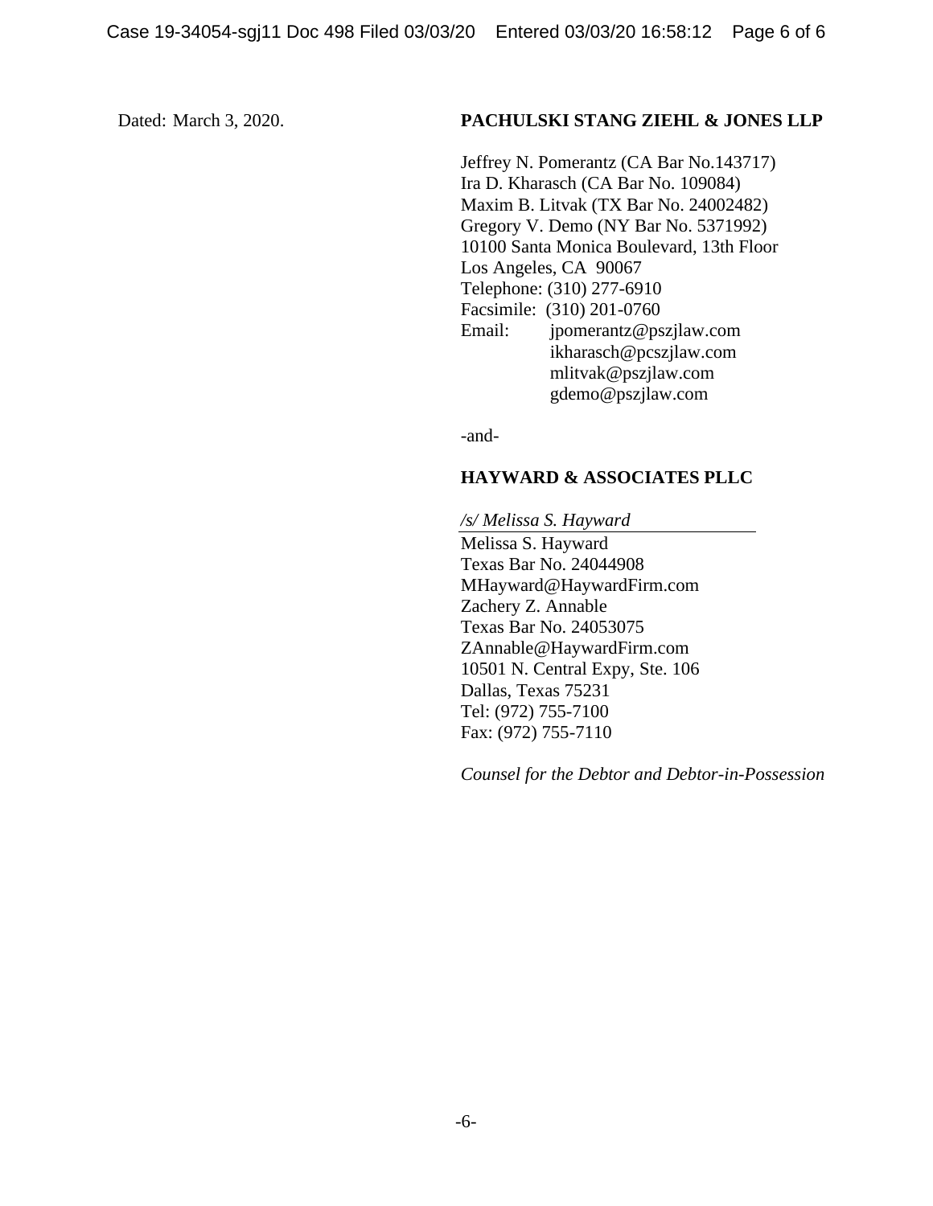Dated: March 3, 2020.

**PACHULSKI STANG ZIEHL & JONES LLP**

Jeffrey N. Pomerantz (CA Bar No.143717)
Ira D. Kharasch (CA Bar No. 109084)
Maxim B. Litvak (TX Bar No. 24002482)
Gregory V. Demo (NY Bar No. 5371992)
10100 Santa Monica Boulevard, 13th Floor
Los Angeles, CA 90067
Telephone: (310) 277-6910
Facsimile: (310) 201-0760
Email: jpomerantz@pszjlaw.com
ikharasch@pcszjlaw.com
mlitvak@pszjlaw.com
gdemo@pszjlaw.com

-and-

**HAYWARD & ASSOCIATES PLLC**

*/s/ Melissa S. Hayward*
Melissa S. Hayward
Texas Bar No. 24044908
MHayward@HaywardFirm.com
Zachery Z. Annable
Texas Bar No. 24053075
ZAnnable@HaywardFirm.com
10501 N. Central Expy, Ste. 106
Dallas, Texas 75231
Tel: (972) 755-7100
Fax: (972) 755-7110

*Counsel for the Debtor and Debtor-in-Possession*